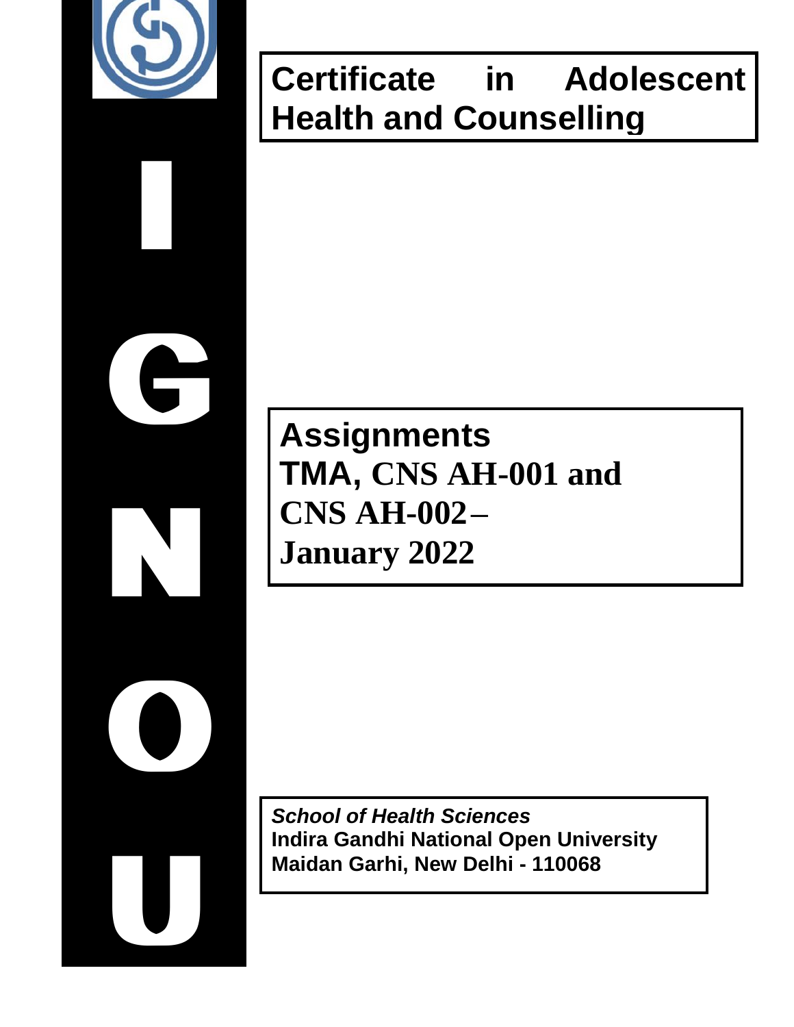I G N O U

# Certificate in Adolescent Health and Counselling

## Assignments
## TMA, CNS AH-001 and CNS AH-002 – January 2022

*School of Health Sciences*
**Indira Gandhi National Open University**
**Maidan Garhi, New Delhi - 110068**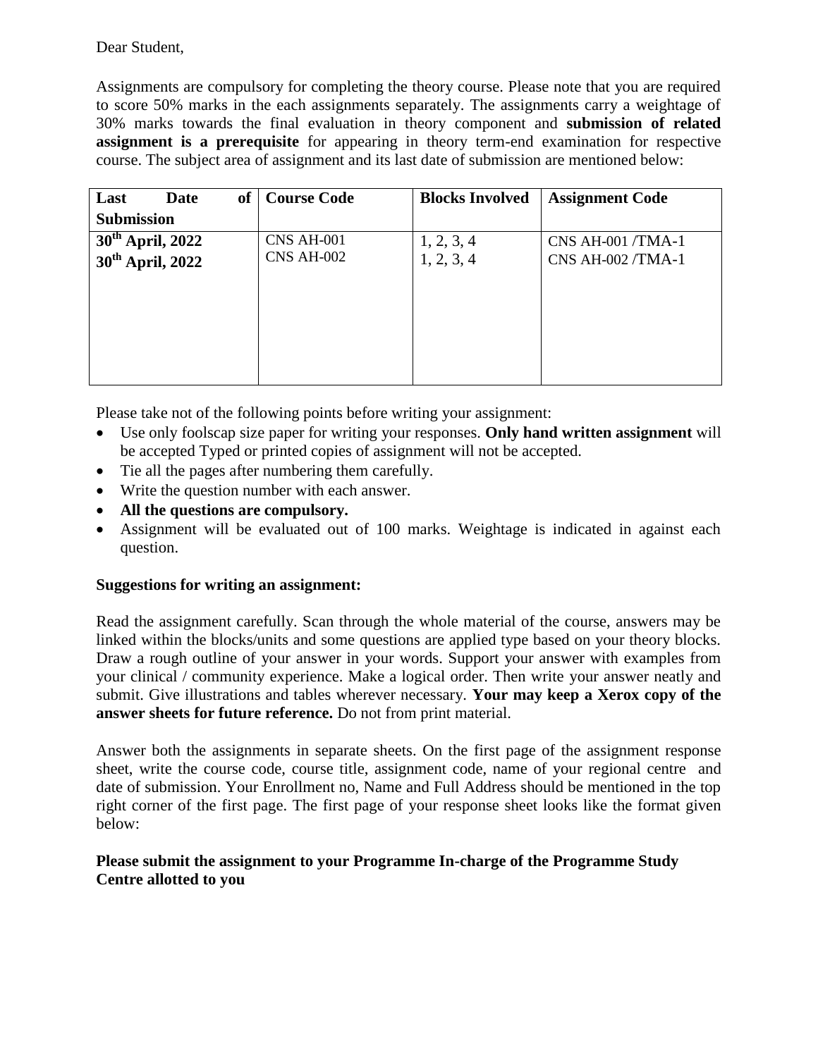Dear Student,

Assignments are compulsory for completing the theory course. Please note that you are required to score 50% marks in the each assignments separately. The assignments carry a weightage of 30% marks towards the final evaluation in theory component and **submission of related assignment is a prerequisite** for appearing in theory term-end examination for respective course. The subject area of assignment and its last date of submission are mentioned below:

| Last Date of Submission | Course Code | Blocks Involved | Assignment Code |
|---|---|---|---|
| 30th April, 2022 | CNS AH-001 | 1, 2, 3, 4 | CNS AH-001 /TMA-1 |
| 30th April, 2022 | CNS AH-002 | 1, 2, 3, 4 | CNS AH-002 /TMA-1 |

Please take not of the following points before writing your assignment:

- Use only foolscap size paper for writing your responses. **Only hand written assignment** will be accepted Typed or printed copies of assignment will not be accepted.
- Tie all the pages after numbering them carefully.
- Write the question number with each answer.
- **All the questions are compulsory.**
- Assignment will be evaluated out of 100 marks. Weightage is indicated in against each question.

**Suggestions for writing an assignment:**

Read the assignment carefully. Scan through the whole material of the course, answers may be linked within the blocks/units and some questions are applied type based on your theory blocks. Draw a rough outline of your answer in your words. Support your answer with examples from your clinical / community experience. Make a logical order. Then write your answer neatly and submit. Give illustrations and tables wherever necessary. **Your may keep a Xerox copy of the answer sheets for future reference.** Do not from print material.

Answer both the assignments in separate sheets. On the first page of the assignment response sheet, write the course code, course title, assignment code, name of your regional centre and date of submission. Your Enrollment no, Name and Full Address should be mentioned in the top right corner of the first page. The first page of your response sheet looks like the format given below:

**Please submit the assignment to your Programme In-charge of the Programme Study Centre allotted to you**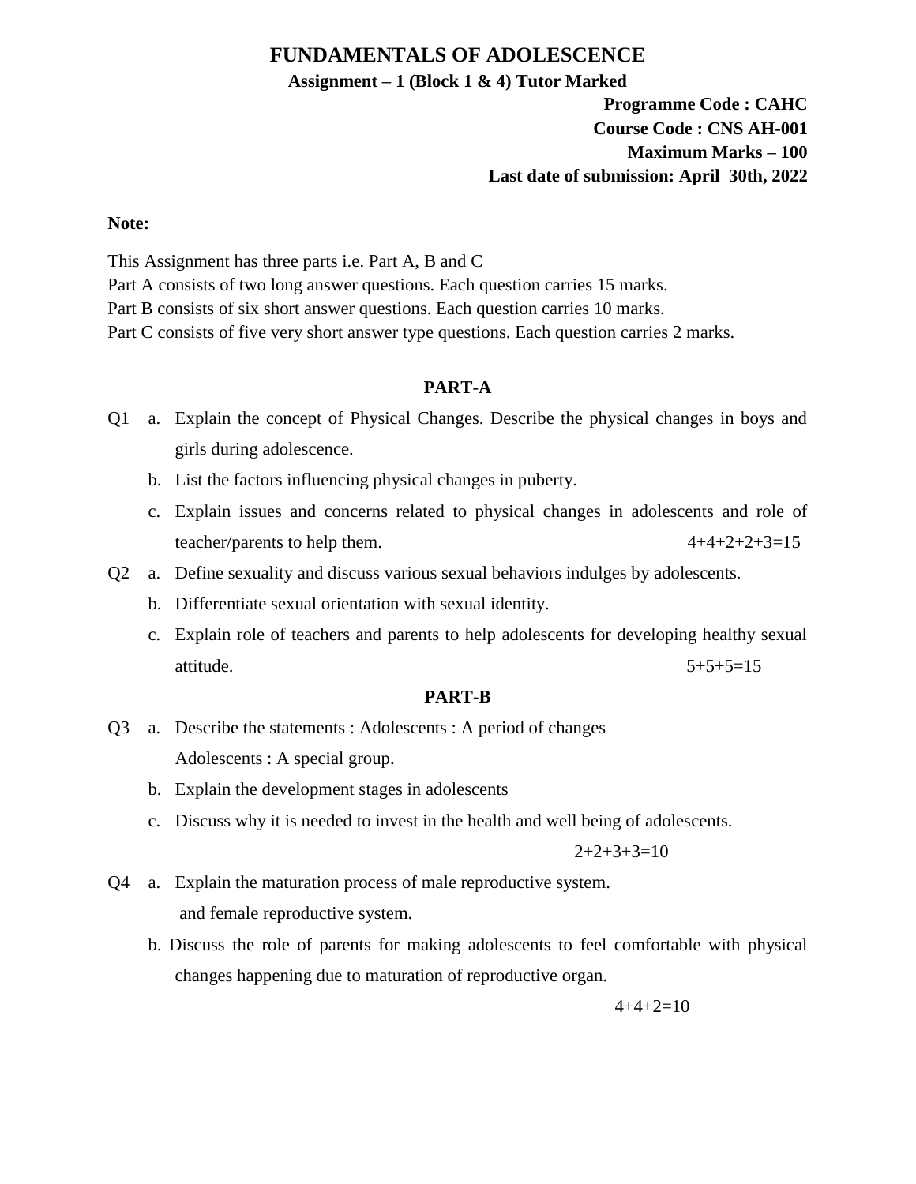# FUNDAMENTALS OF ADOLESCENCE

**Assignment – 1 (Block 1 & 4) Tutor Marked**

**Programme Code : CAHC**
**Course Code : CNS AH-001**
**Maximum Marks – 100**
**Last date of submission: April 30th, 2022**

**Note:**

This Assignment has three parts i.e. Part A, B and C
Part A consists of two long answer questions. Each question carries 15 marks.
Part B consists of six short answer questions. Each question carries 10 marks.
Part C consists of five very short answer type questions. Each question carries 2 marks.

## PART-A

Q1 a. Explain the concept of Physical Changes. Describe the physical changes in boys and girls during adolescence.

b. List the factors influencing physical changes in puberty.

c. Explain issues and concerns related to physical changes in adolescents and role of teacher/parents to help them. 4+4+2+2+3=15

Q2 a. Define sexuality and discuss various sexual behaviors indulges by adolescents.

b. Differentiate sexual orientation with sexual identity.

c. Explain role of teachers and parents to help adolescents for developing healthy sexual attitude. 5+5+5=15

## PART-B

Q3 a. Describe the statements : Adolescents : A period of changes
Adolescents : A special group.

b. Explain the development stages in adolescents

c. Discuss why it is needed to invest in the health and well being of adolescents.

2+2+3+3=10

Q4 a. Explain the maturation process of male reproductive system.
and female reproductive system.

b. Discuss the role of parents for making adolescents to feel comfortable with physical changes happening due to maturation of reproductive organ.

4+4+2=10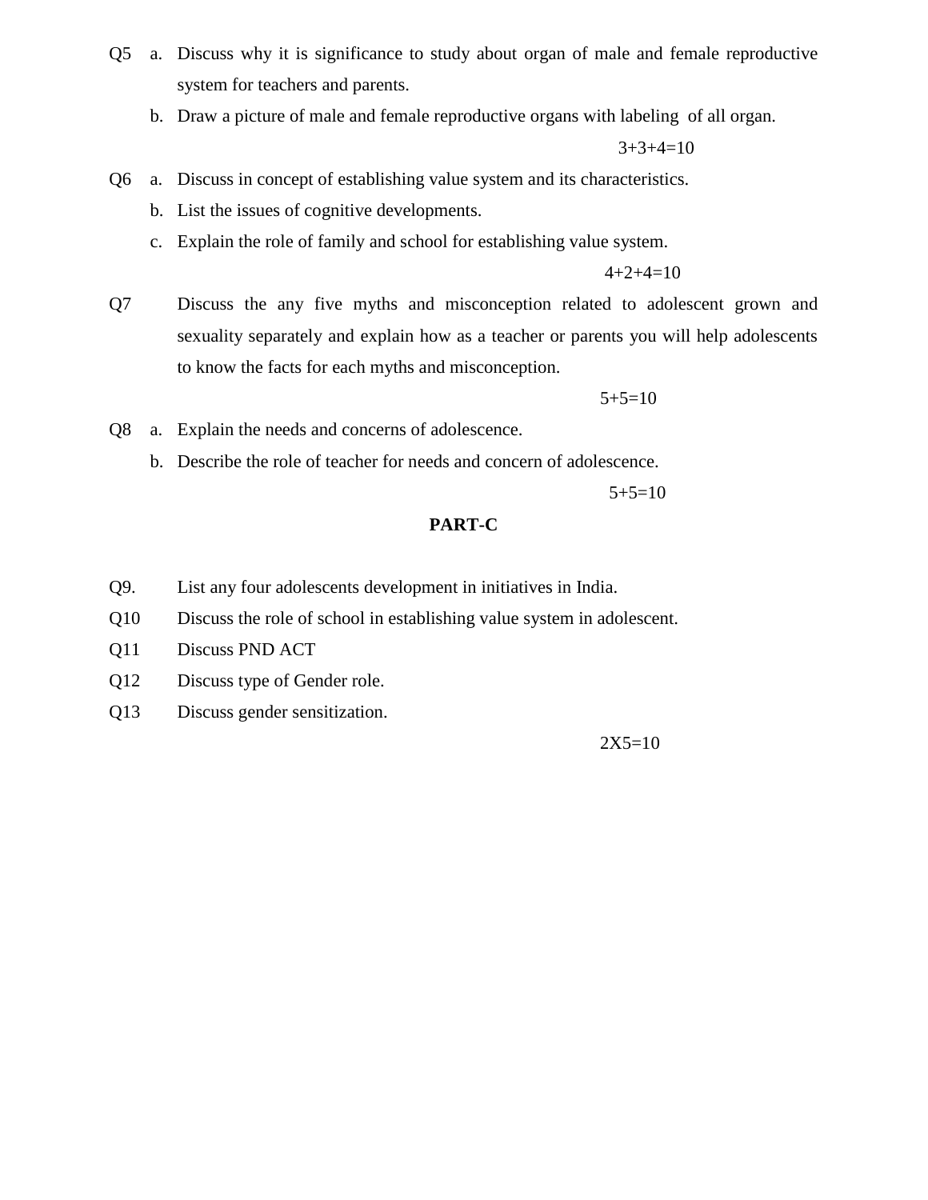Q5 a. Discuss why it is significance to study about organ of male and female reproductive system for teachers and parents.

b. Draw a picture of male and female reproductive organs with labeling of all organ.

3+3+4=10

Q6 a. Discuss in concept of establishing value system and its characteristics.

b. List the issues of cognitive developments.

c. Explain the role of family and school for establishing value system.

4+2+4=10

Q7 Discuss the any five myths and misconception related to adolescent grown and sexuality separately and explain how as a teacher or parents you will help adolescents to know the facts for each myths and misconception.

5+5=10

Q8 a. Explain the needs and concerns of adolescence.

b. Describe the role of teacher for needs and concern of adolescence.

5+5=10

## PART-C

Q9. List any four adolescents development in initiatives in India.

Q10 Discuss the role of school in establishing value system in adolescent.

Q11 Discuss PND ACT

Q12 Discuss type of Gender role.

Q13 Discuss gender sensitization.

2X5=10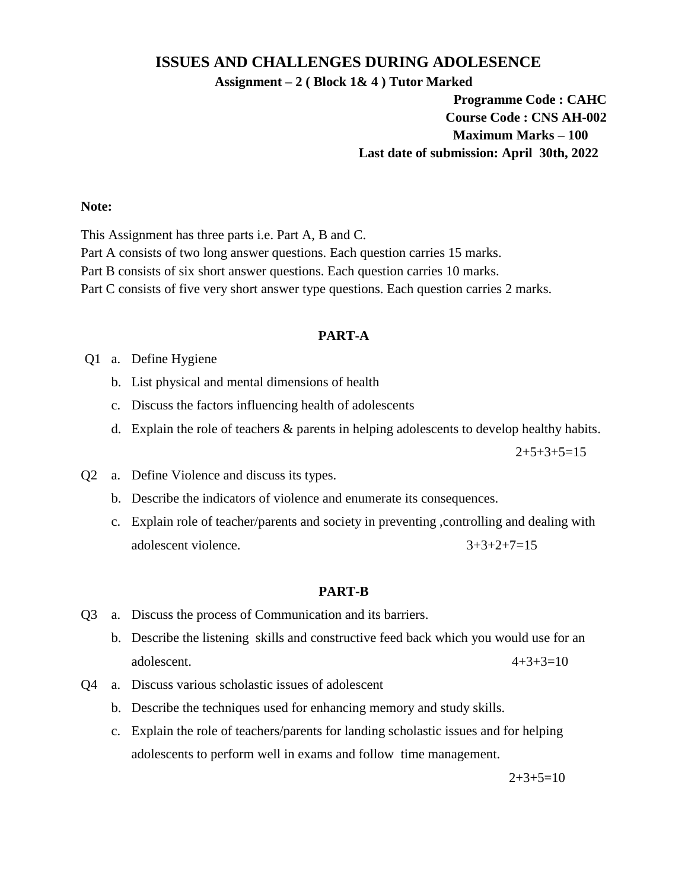# ISSUES AND CHALLENGES DURING ADOLESENCE

**Assignment – 2 ( Block 1& 4 ) Tutor Marked**

**Programme Code : CAHC**
**Course Code : CNS AH-002**
**Maximum Marks – 100**
**Last date of submission: April 30th, 2022**

**Note:**

This Assignment has three parts i.e. Part A, B and C.
Part A consists of two long answer questions. Each question carries 15 marks.
Part B consists of six short answer questions. Each question carries 10 marks.
Part C consists of five very short answer type questions. Each question carries 2 marks.

## PART-A

Q1
a. Define Hygiene
b. List physical and mental dimensions of health
c. Discuss the factors influencing health of adolescents
d. Explain the role of teachers & parents in helping adolescents to develop healthy habits.

2+5+3+5=15

Q2
a. Define Violence and discuss its types.
b. Describe the indicators of violence and enumerate its consequences.
c. Explain role of teacher/parents and society in preventing ,controlling and dealing with adolescent violence. 3+3+2+7=15

## PART-B

Q3
a. Discuss the process of Communication and its barriers.
b. Describe the listening skills and constructive feed back which you would use for an adolescent. 4+3+3=10

Q4
a. Discuss various scholastic issues of adolescent
b. Describe the techniques used for enhancing memory and study skills.
c. Explain the role of teachers/parents for landing scholastic issues and for helping adolescents to perform well in exams and follow time management.

2+3+5=10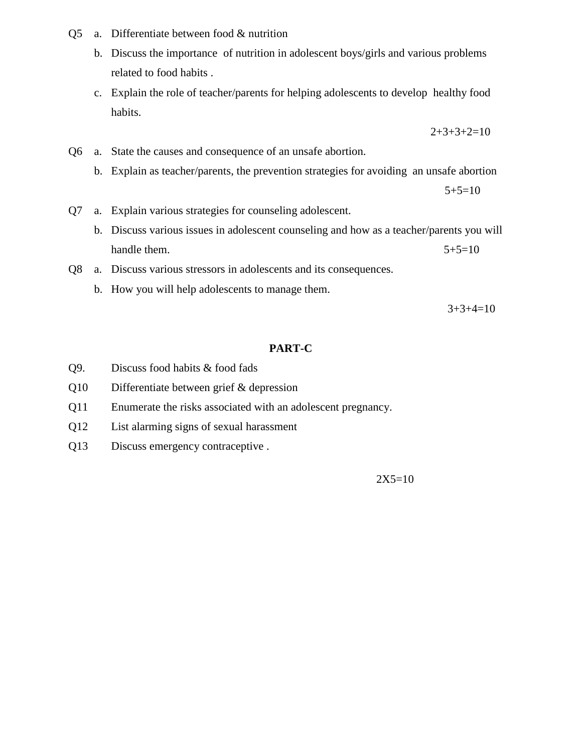Q5 a. Differentiate between food & nutrition

b. Discuss the importance of nutrition in adolescent boys/girls and various problems related to food habits .

c. Explain the role of teacher/parents for helping adolescents to develop healthy food habits.

2+3+3+2=10

Q6 a. State the causes and consequence of an unsafe abortion.

b. Explain as teacher/parents, the prevention strategies for avoiding an unsafe abortion

5+5=10

Q7 a. Explain various strategies for counseling adolescent.

b. Discuss various issues in adolescent counseling and how as a teacher/parents you will handle them. 5+5=10

Q8 a. Discuss various stressors in adolescents and its consequences.

b. How you will help adolescents to manage them.

3+3+4=10

## PART-C

Q9. Discuss food habits & food fads

Q10 Differentiate between grief & depression

Q11 Enumerate the risks associated with an adolescent pregnancy.

Q12 List alarming signs of sexual harassment

Q13 Discuss emergency contraceptive .

2X5=10